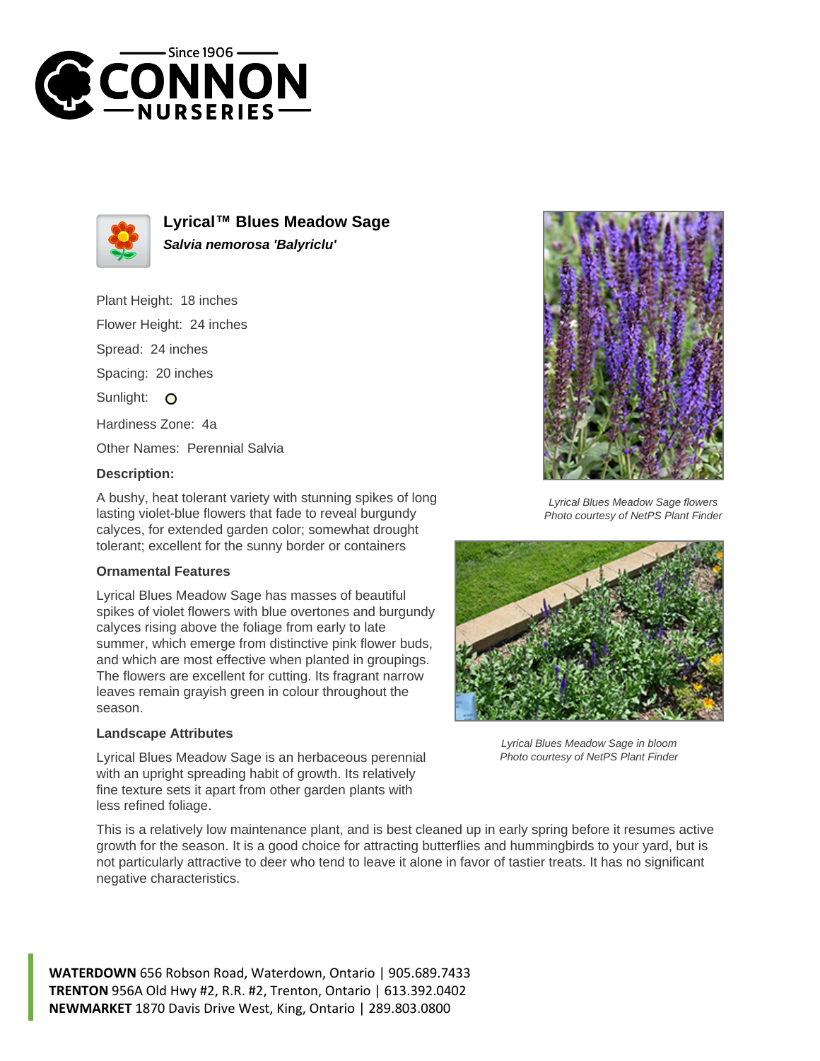Since 1906

# CONNON NURSERIES

## Lyrical™ Blues Meadow Sage

***Salvia nemorosa 'Balyriclu'***

Plant Height: 18 inches

Flower Height: 24 inches

Spread: 24 inches

Spacing: 20 inches

Sunlight: O

Hardiness Zone: 4a

Other Names: Perennial Salvia

**Description:**

A bushy, heat tolerant variety with stunning spikes of long lasting violet-blue flowers that fade to reveal burgundy calyces, for extended garden color; somewhat drought tolerant; excellent for the sunny border or containers

**Ornamental Features**

Lyrical Blues Meadow Sage has masses of beautiful spikes of violet flowers with blue overtones and burgundy calyces rising above the foliage from early to late summer, which emerge from distinctive pink flower buds, and which are most effective when planted in groupings. The flowers are excellent for cutting. Its fragrant narrow leaves remain grayish green in colour throughout the season.

**Landscape Attributes**

Lyrical Blues Meadow Sage is an herbaceous perennial with an upright spreading habit of growth. Its relatively fine texture sets it apart from other garden plants with less refined foliage.

This is a relatively low maintenance plant, and is best cleaned up in early spring before it resumes active growth for the season. It is a good choice for attracting butterflies and hummingbirds to your yard, but is not particularly attractive to deer who tend to leave it alone in favor of tastier treats. It has no significant negative characteristics.

*Lyrical Blues Meadow Sage flowers*
*Photo courtesy of NetPS Plant Finder*

*Lyrical Blues Meadow Sage in bloom*
*Photo courtesy of NetPS Plant Finder*

**WATERDOWN** 656 Robson Road, Waterdown, Ontario | 905.689.7433
**TRENTON** 956A Old Hwy #2, R.R. #2, Trenton, Ontario | 613.392.0402
**NEWMARKET** 1870 Davis Drive West, King, Ontario | 289.803.0800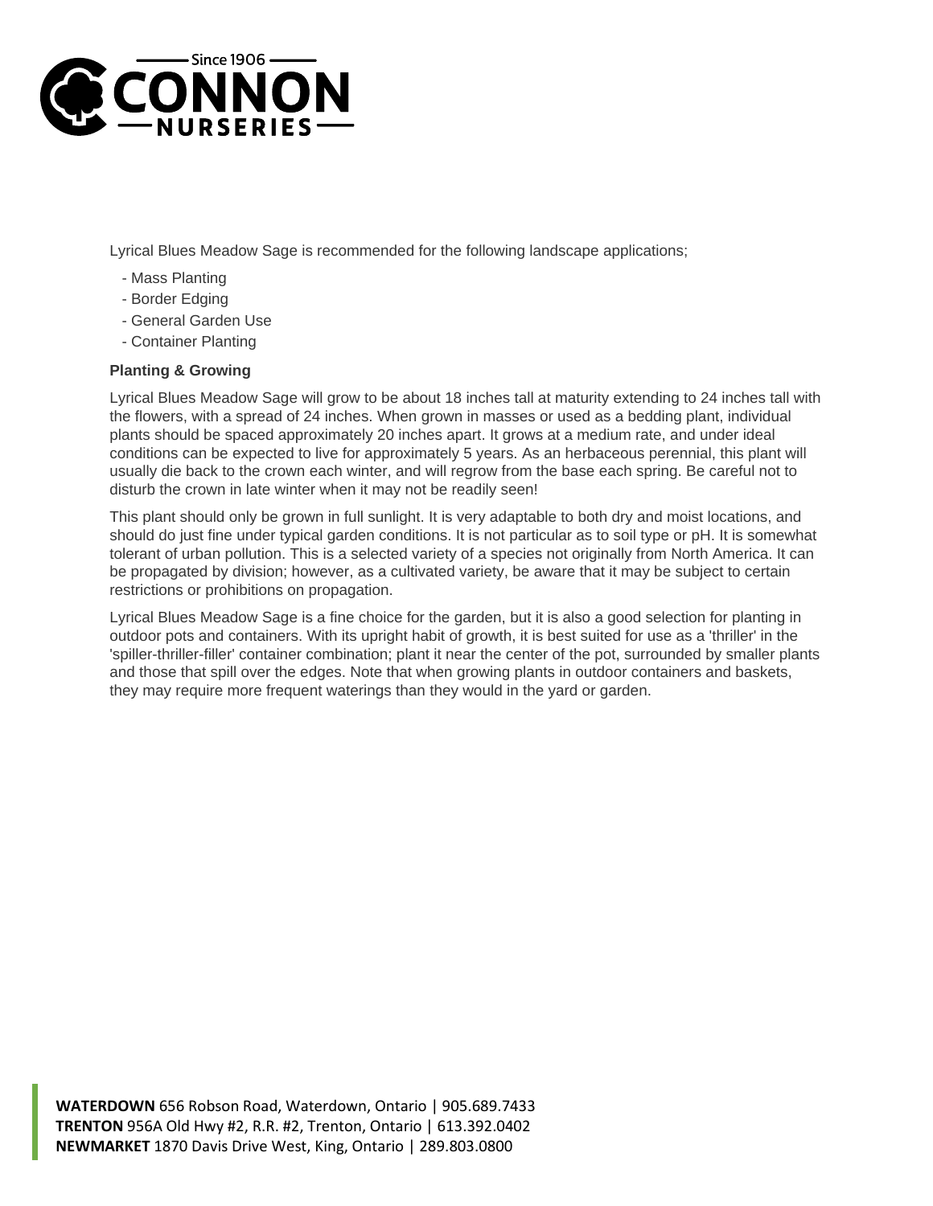Lyrical Blues Meadow Sage is recommended for the following landscape applications;

- Mass Planting
- Border Edging
- General Garden Use
- Container Planting

**Planting & Growing**

Lyrical Blues Meadow Sage will grow to be about 18 inches tall at maturity extending to 24 inches tall with the flowers, with a spread of 24 inches. When grown in masses or used as a bedding plant, individual plants should be spaced approximately 20 inches apart. It grows at a medium rate, and under ideal conditions can be expected to live for approximately 5 years. As an herbaceous perennial, this plant will usually die back to the crown each winter, and will regrow from the base each spring. Be careful not to disturb the crown in late winter when it may not be readily seen!

This plant should only be grown in full sunlight. It is very adaptable to both dry and moist locations, and should do just fine under typical garden conditions. It is not particular as to soil type or pH. It is somewhat tolerant of urban pollution. This is a selected variety of a species not originally from North America. It can be propagated by division; however, as a cultivated variety, be aware that it may be subject to certain restrictions or prohibitions on propagation.

Lyrical Blues Meadow Sage is a fine choice for the garden, but it is also a good selection for planting in outdoor pots and containers. With its upright habit of growth, it is best suited for use as a 'thriller' in the 'spiller-thriller-filler' container combination; plant it near the center of the pot, surrounded by smaller plants and those that spill over the edges. Note that when growing plants in outdoor containers and baskets, they may require more frequent waterings than they would in the yard or garden.

**WATERDOWN** 656 Robson Road, Waterdown, Ontario | 905.689.7433
**TRENTON** 956A Old Hwy #2, R.R. #2, Trenton, Ontario | 613.392.0402
**NEWMARKET** 1870 Davis Drive West, King, Ontario | 289.803.0800